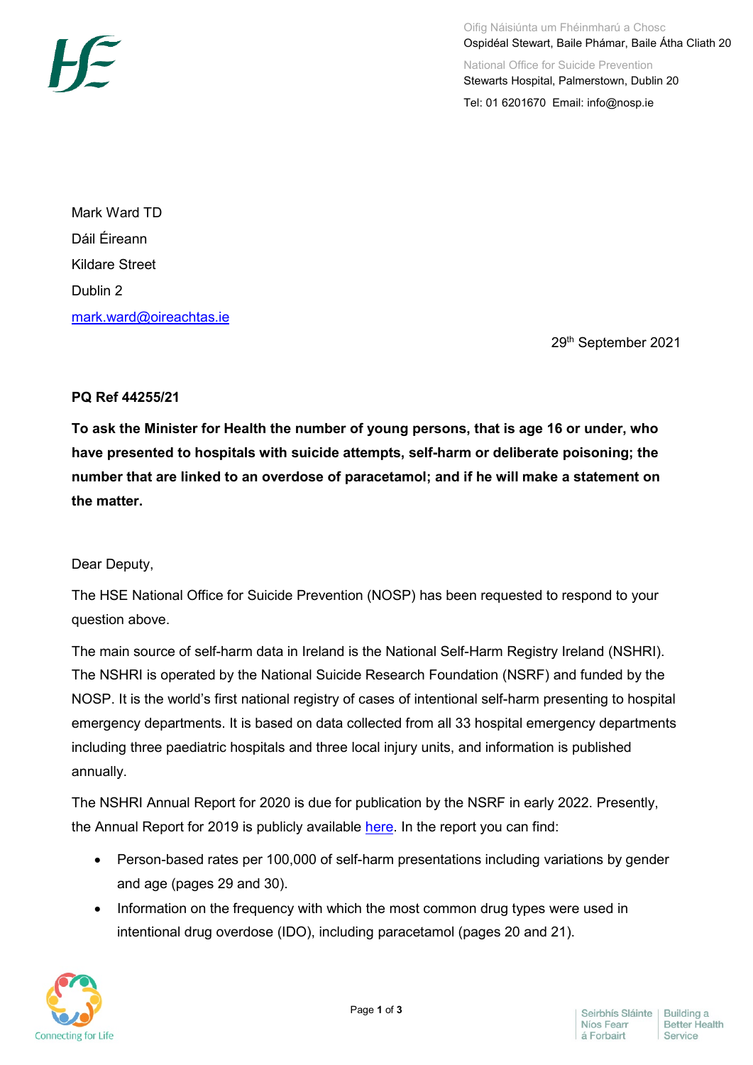Oifig Náisiúnta um Fhéinmharú a Chosc
Ospidéal Stewart, Baile Phámar, Baile Átha Cliath 20

National Office for Suicide Prevention
Stewarts Hospital, Palmerstown, Dublin 20

Tel: 01 6201670 Email: info@nosp.ie

Mark Ward TD
Dáil Éireann
Kildare Street
Dublin 2
mark.ward@oireachtas.ie

29th September 2021

**PQ Ref 44255/21**

**To ask the Minister for Health the number of young persons, that is age 16 or under, who have presented to hospitals with suicide attempts, self-harm or deliberate poisoning; the number that are linked to an overdose of paracetamol; and if he will make a statement on the matter.**

Dear Deputy,

The HSE National Office for Suicide Prevention (NOSP) has been requested to respond to your question above.

The main source of self-harm data in Ireland is the National Self-Harm Registry Ireland (NSHRI). The NSHRI is operated by the National Suicide Research Foundation (NSRF) and funded by the NOSP. It is the world's first national registry of cases of intentional self-harm presenting to hospital emergency departments. It is based on data collected from all 33 hospital emergency departments including three paediatric hospitals and three local injury units, and information is published annually.

The NSHRI Annual Report for 2020 is due for publication by the NSRF in early 2022. Presently, the Annual Report for 2019 is publicly available here. In the report you can find:

- Person-based rates per 100,000 of self-harm presentations including variations by gender and age (pages 29 and 30).
- Information on the frequency with which the most common drug types were used in intentional drug overdose (IDO), including paracetamol (pages 20 and 21).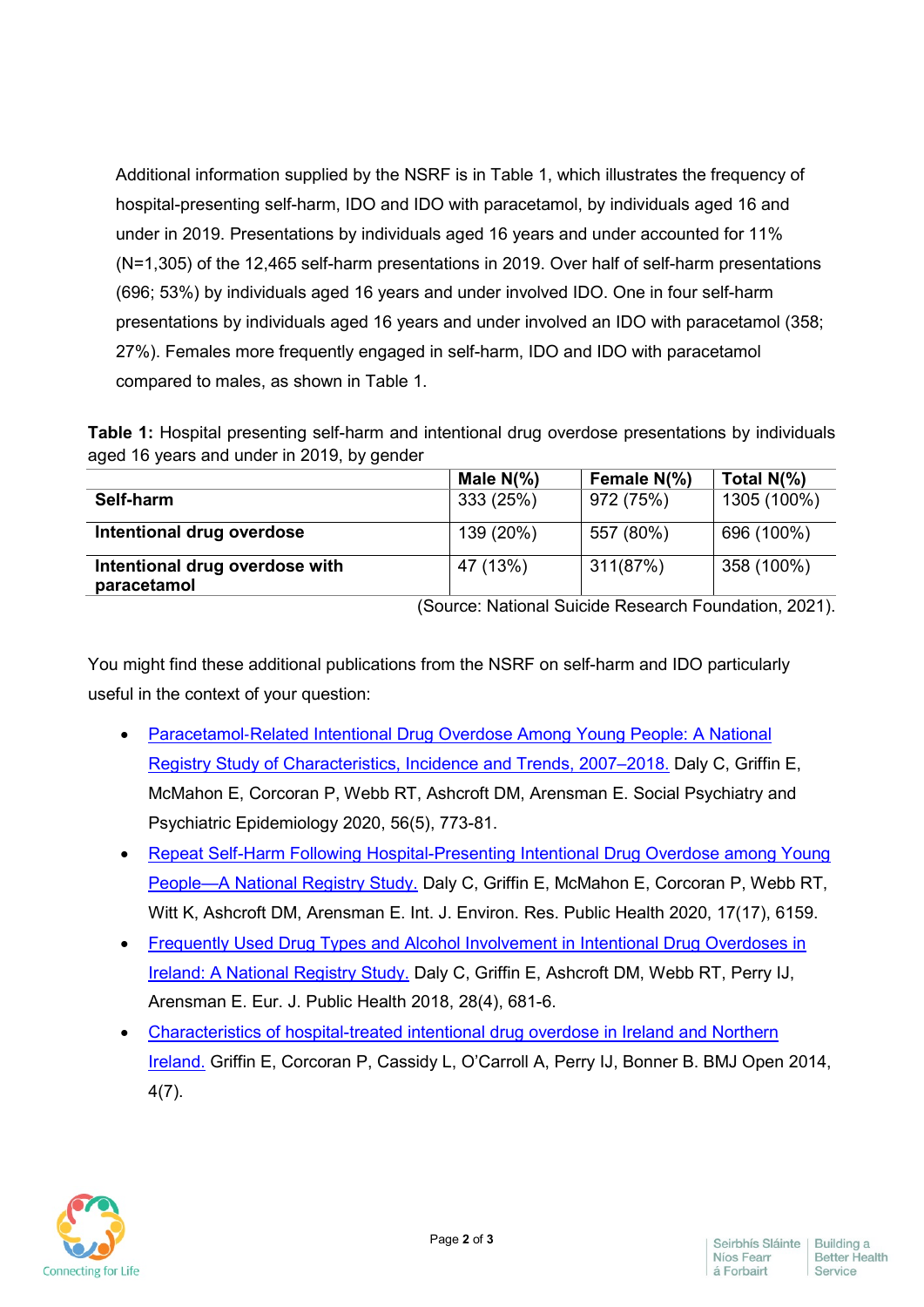Additional information supplied by the NSRF is in Table 1, which illustrates the frequency of hospital-presenting self-harm, IDO and IDO with paracetamol, by individuals aged 16 and under in 2019. Presentations by individuals aged 16 years and under accounted for 11% (N=1,305) of the 12,465 self-harm presentations in 2019. Over half of self-harm presentations (696; 53%) by individuals aged 16 years and under involved IDO. One in four self-harm presentations by individuals aged 16 years and under involved an IDO with paracetamol (358; 27%). Females more frequently engaged in self-harm, IDO and IDO with paracetamol compared to males, as shown in Table 1.

**Table 1:** Hospital presenting self-harm and intentional drug overdose presentations by individuals aged 16 years and under in 2019, by gender

| | **Male N(%)** | **Female N(%)** | **Total N(%)** |
|---|---|---|---|
| **Self-harm** | 333 (25%) | 972 (75%) | 1305 (100%) |
| **Intentional drug overdose** | 139 (20%) | 557 (80%) | 696 (100%) |
| **Intentional drug overdose with paracetamol** | 47 (13%) | 311(87%) | 358 (100%) |

(Source: National Suicide Research Foundation, 2021).

You might find these additional publications from the NSRF on self-harm and IDO particularly useful in the context of your question:

- Paracetamol-Related Intentional Drug Overdose Among Young People: A National Registry Study of Characteristics, Incidence and Trends, 2007–2018. Daly C, Griffin E, McMahon E, Corcoran P, Webb RT, Ashcroft DM, Arensman E. Social Psychiatry and Psychiatric Epidemiology 2020, 56(5), 773-81.
- Repeat Self-Harm Following Hospital-Presenting Intentional Drug Overdose among Young People—A National Registry Study. Daly C, Griffin E, McMahon E, Corcoran P, Webb RT, Witt K, Ashcroft DM, Arensman E. Int. J. Environ. Res. Public Health 2020, 17(17), 6159.
- Frequently Used Drug Types and Alcohol Involvement in Intentional Drug Overdoses in Ireland: A National Registry Study. Daly C, Griffin E, Ashcroft DM, Webb RT, Perry IJ, Arensman E. Eur. J. Public Health 2018, 28(4), 681-6.
- Characteristics of hospital-treated intentional drug overdose in Ireland and Northern Ireland. Griffin E, Corcoran P, Cassidy L, O'Carroll A, Perry IJ, Bonner B. BMJ Open 2014, 4(7).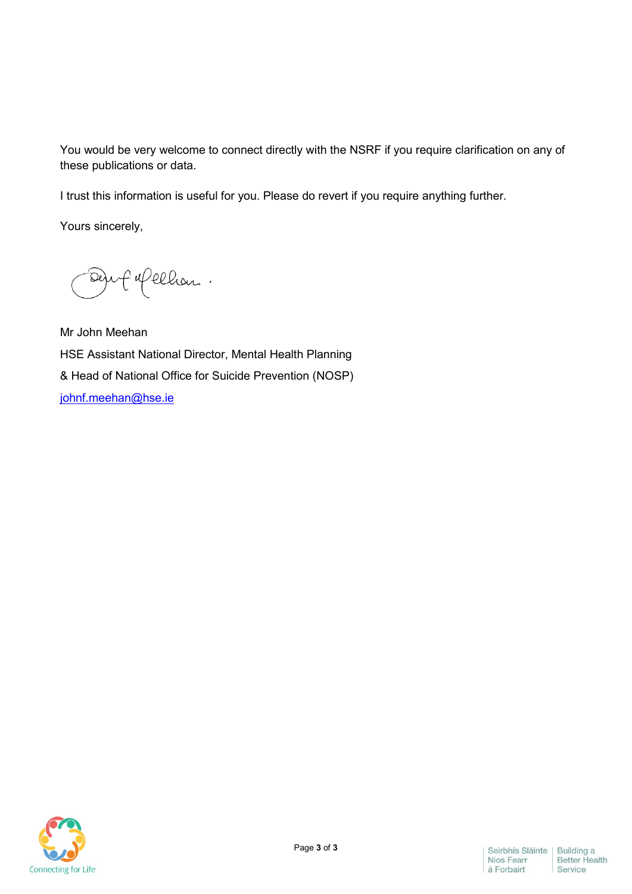You would be very welcome to connect directly with the NSRF if you require clarification on any of these publications or data.

I trust this information is useful for you. Please do revert if you require anything further.

Yours sincerely,

Mr John Meehan
HSE Assistant National Director, Mental Health Planning
& Head of National Office for Suicide Prevention (NOSP)
johnf.meehan@hse.ie